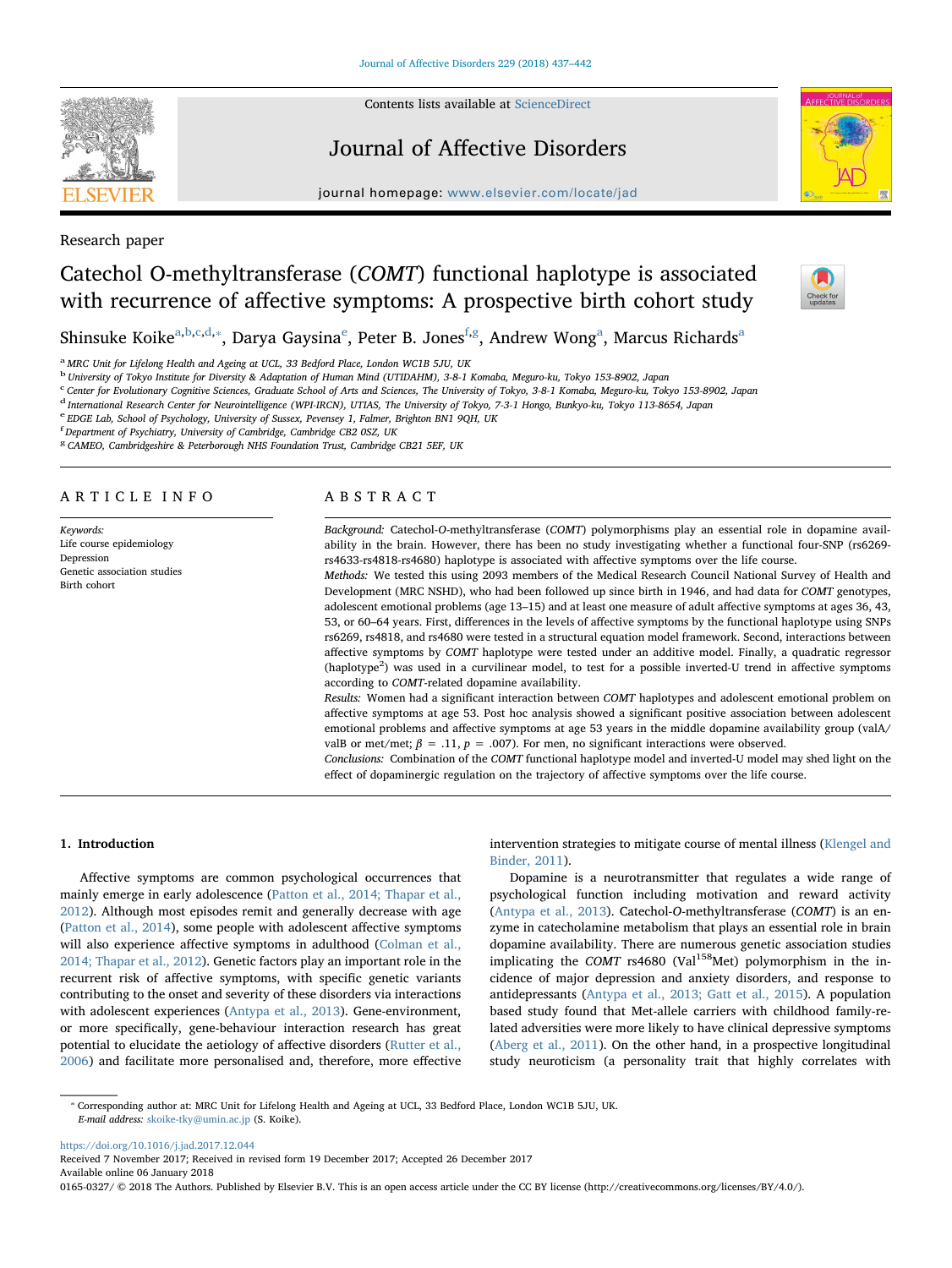Research paper

# Catechol O-methyltransferase (*COMT*) functional haplotype is associated with recurrence of affective symptoms: A prospective birth cohort study

Shinsuke Koike[a,b,c,d,*], Darya Gaysina[e], Peter B. Jones[f,g], Andrew Wong[a], Marcus Richards[a]

[a] MRC Unit for Lifelong Health and Ageing at UCL, 33 Bedford Place, London WC1B 5JU, UK
[b] University of Tokyo Institute for Diversity & Adaptation of Human Mind (UTIDAHM), 3-8-1 Komaba, Meguro-ku, Tokyo 153-8902, Japan
[c] Center for Evolutionary Cognitive Sciences, Graduate School of Arts and Sciences, The University of Tokyo, 3-8-1 Komaba, Meguro-ku, Tokyo 153-8902, Japan
[d] International Research Center for Neurointelligence (WPI-IRCN), UTIAS, The University of Tokyo, 7-3-1 Hongo, Bunkyo-ku, Tokyo 113-8654, Japan
[e] EDGE Lab, School of Psychology, University of Sussex, Pevensey 1, Falmer, Brighton BN1 9QH, UK
[f] Department of Psychiatry, University of Cambridge, Cambridge CB2 0SZ, UK
[g] CAMEO, Cambridgeshire & Peterborough NHS Foundation Trust, Cambridge CB21 5EF, UK

## ARTICLE INFO

*Keywords:*
Life course epidemiology
Depression
Genetic association studies
Birth cohort

## ABSTRACT

*Background:* Catechol-*O*-methyltransferase (*COMT*) polymorphisms play an essential role in dopamine availability in the brain. However, there has been no study investigating whether a functional four-SNP (rs6269-rs4633-rs4818-rs4680) haplotype is associated with affective symptoms over the life course.

*Methods:* We tested this using 2093 members of the Medical Research Council National Survey of Health and Development (MRC NSHD), who had been followed up since birth in 1946, and had data for *COMT* genotypes, adolescent emotional problems (age 13–15) and at least one measure of adult affective symptoms at ages 36, 43, 53, or 60–64 years. First, differences in the levels of affective symptoms by the functional haplotype using SNPs rs6269, rs4818, and rs4680 were tested in a structural equation model framework. Second, interactions between affective symptoms by *COMT* haplotype were tested under an additive model. Finally, a quadratic regressor (haplotype$^2$) was used in a curvilinear model, to test for a possible inverted-U trend in affective symptoms according to *COMT*-related dopamine availability.

*Results:* Women had a significant interaction between *COMT* haplotypes and adolescent emotional problem on affective symptoms at age 53. Post hoc analysis showed a significant positive association between adolescent emotional problems and affective symptoms at age 53 years in the middle dopamine availability group (valA/valB or met/met; $\beta = .11$, $p = .007$). For men, no significant interactions were observed.

*Conclusions:* Combination of the *COMT* functional haplotype model and inverted-U model may shed light on the effect of dopaminergic regulation on the trajectory of affective symptoms over the life course.

## 1. Introduction

Affective symptoms are common psychological occurrences that mainly emerge in early adolescence (Patton et al., 2014; Thapar et al., 2012). Although most episodes remit and generally decrease with age (Patton et al., 2014), some people with adolescent affective symptoms will also experience affective symptoms in adulthood (Colman et al., 2014; Thapar et al., 2012). Genetic factors play an important role in the recurrent risk of affective symptoms, with specific genetic variants contributing to the onset and severity of these disorders via interactions with adolescent experiences (Antypa et al., 2013). Gene-environment, or more specifically, gene-behaviour interaction research has great potential to elucidate the aetiology of affective disorders (Rutter et al., 2006) and facilitate more personalised and, therefore, more effective intervention strategies to mitigate course of mental illness (Klengel and Binder, 2011).

Dopamine is a neurotransmitter that regulates a wide range of psychological function including motivation and reward activity (Antypa et al., 2013). Catechol-*O*-methyltransferase (*COMT*) is an enzyme in catecholamine metabolism that plays an essential role in brain dopamine availability. There are numerous genetic association studies implicating the *COMT* rs4680 (Val$^{158}$Met) polymorphism in the incidence of major depression and anxiety disorders, and response to antidepressants (Antypa et al., 2013; Gatt et al., 2015). A population based study found that Met-allele carriers with childhood family-related adversities were more likely to have clinical depressive symptoms (Aberg et al., 2011). On the other hand, in a prospective longitudinal study neuroticism (a personality trait that highly correlates with

* Corresponding author at: MRC Unit for Lifelong Health and Ageing at UCL, 33 Bedford Place, London WC1B 5JU, UK.
*E-mail address:* skoike-tky@umin.ac.jp (S. Koike).

https://doi.org/10.1016/j.jad.2017.12.044
Received 7 November 2017; Received in revised form 19 December 2017; Accepted 26 December 2017
Available online 06 January 2018
0165-0327/ © 2018 The Authors. Published by Elsevier B.V. This is an open access article under the CC BY license (http://creativecommons.org/licenses/BY/4.0/).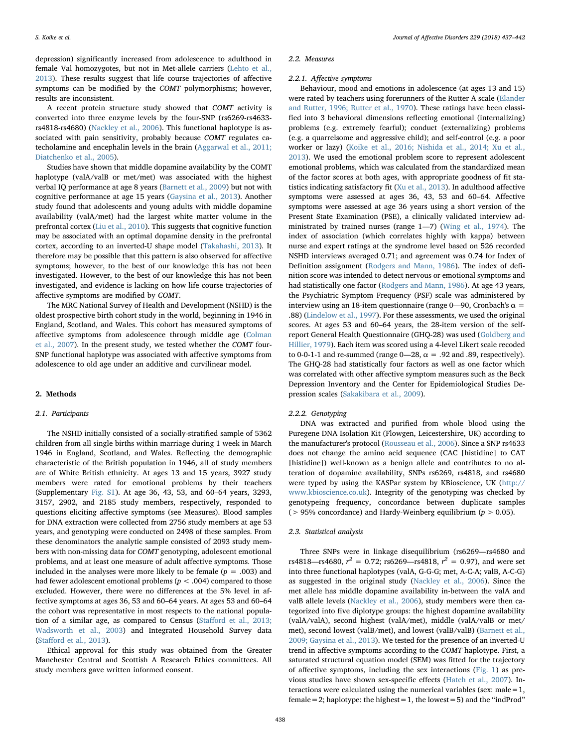depression) significantly increased from adolescence to adulthood in female Val homozygotes, but not in Met-allele carriers (Lehto et al., 2013). These results suggest that life course trajectories of affective symptoms can be modified by the *COMT* polymorphisms; however, results are inconsistent.

A recent protein structure study showed that *COMT* activity is converted into three enzyme levels by the four-SNP (rs6269-rs4633-rs4818-rs4680) (Nackley et al., 2006). This functional haplotype is associated with pain sensitivity, probably because *COMT* regulates catecholamine and encephalin levels in the brain (Aggarwal et al., 2011; Diatchenko et al., 2005).

Studies have shown that middle dopamine availability by the COMT haplotype (valA/valB or met/met) was associated with the highest verbal IQ performance at age 8 years (Barnett et al., 2009) but not with cognitive performance at age 15 years (Gaysina et al., 2013). Another study found that adolescents and young adults with middle dopamine availability (valA/met) had the largest white matter volume in the prefrontal cortex (Liu et al., 2010). This suggests that cognitive function may be associated with an optimal dopamine density in the prefrontal cortex, according to an inverted-U shape model (Takahashi, 2013). It therefore may be possible that this pattern is also observed for affective symptoms; however, to the best of our knowledge this has not been investigated. However, to the best of our knowledge this has not been investigated, and evidence is lacking on how life course trajectories of affective symptoms are modified by *COMT*.

The MRC National Survey of Health and Development (NSHD) is the oldest prospective birth cohort study in the world, beginning in 1946 in England, Scotland, and Wales. This cohort has measured symptoms of affective symptoms from adolescence through middle age (Colman et al., 2007). In the present study, we tested whether the *COMT* four-SNP functional haplotype was associated with affective symptoms from adolescence to old age under an additive and curvilinear model.

## 2. Methods

### 2.1. Participants

The NSHD initially consisted of a socially-stratified sample of 5362 children from all single births within marriage during 1 week in March 1946 in England, Scotland, and Wales. Reflecting the demographic characteristic of the British population in 1946, all of study members are of White British ethnicity. At ages 13 and 15 years, 3927 study members were rated for emotional problems by their teachers (Supplementary Fig. S1). At age 36, 43, 53, and 60–64 years, 3293, 3157, 2902, and 2185 study members, respectively, responded to questions eliciting affective symptoms (see Measures). Blood samples for DNA extraction were collected from 2756 study members at age 53 years, and genotyping were conducted on 2498 of these samples. From these denominators the analytic sample consisted of 2093 study members with non-missing data for *COMT* genotyping, adolescent emotional problems, and at least one measure of adult affective symptoms. Those included in the analyses were more likely to be female ($p = .003$) and had fewer adolescent emotional problems ($p < .004$) compared to those excluded. However, there were no differences at the 5% level in affective symptoms at ages 36, 53 and 60–64 years. At ages 53 and 60–64 the cohort was representative in most respects to the national population of a similar age, as compared to Census (Stafford et al., 2013; Wadsworth et al., 2003) and Integrated Household Survey data (Stafford et al., 2013).

Ethical approval for this study was obtained from the Greater Manchester Central and Scottish A Research Ethics committees. All study members gave written informed consent.

### 2.2. Measures

#### 2.2.1. Affective symptoms

Behaviour, mood and emotions in adolescence (at ages 13 and 15) were rated by teachers using forerunners of the Rutter A scale (Elander and Rutter, 1996; Rutter et al., 1970). These ratings have been classified into 3 behavioral dimensions reflecting emotional (internalizing) problems (e.g. extremely fearful); conduct (externalizing) problems (e.g. a quarrelsome and aggressive child); and self-control (e.g. a poor worker or lazy) (Koike et al., 2016; Nishida et al., 2014; Xu et al., 2013). We used the emotional problem score to represent adolescent emotional problems, which was calculated from the standardized mean of the factor scores at both ages, with appropriate goodness of fit statistics indicating satisfactory fit (Xu et al., 2013). In adulthood affective symptoms were assessed at ages 36, 43, 53 and 60–64. Affective symptoms were assessed at age 36 years using a short version of the Present State Examination (PSE), a clinically validated interview administrated by trained nurses (range 1—7) (Wing et al., 1974). The index of association (which correlates highly with kappa) between nurse and expert ratings at the syndrome level based on 526 recorded NSHD interviews averaged 0.71; and agreement was 0.74 for Index of Definition assignment (Rodgers and Mann, 1986). The index of definition score was intended to detect nervous or emotional symptoms and had statistically one factor (Rodgers and Mann, 1986). At age 43 years, the Psychiatric Symptom Frequency (PSF) scale was administered by interview using an 18-item questionnaire (range 0—90, Cronbach's $\alpha = .88$) (Lindelow et al., 1997). For these assessments, we used the original scores. At ages 53 and 60–64 years, the 28-item version of the self-report General Health Questionnaire (GHQ-28) was used (Goldberg and Hillier, 1979). Each item was scored using a 4-level Likert scale recoded to 0-0-1-1 and re-summed (range 0—28, $\alpha = .92$ and .89, respectively). The GHQ-28 had statistically four factors as well as one factor which was correlated with other affective symptom measures such as the Beck Depression Inventory and the Center for Epidemiological Studies Depression scales (Sakakibara et al., 2009).

#### 2.2.2. Genotyping

DNA was extracted and purified from whole blood using the Puregene DNA Isolation Kit (Flowgen, Leicestershire, UK) according to the manufacturer's protocol (Rousseau et al., 2006). Since a SNP rs4633 does not change the amino acid sequence (CAC [histidine] to CAT [histidine]) well-known as a benign allele and contributes to no alteration of dopamine availability, SNPs rs6269, rs4818, and rs4680 were typed by using the KASPar system by KBioscience, UK (http://www.kbioscience.co.uk). Integrity of the genotyping was checked by genotyping frequency, concordance between duplicate samples (> 95% concordance) and Hardy-Weinberg equilibrium ($p > 0.05$).

### 2.3. Statistical analysis

Three SNPs were in linkage disequilibrium (rs6269—rs4680 and rs4818—rs4680, $r^2 = 0.72$; rs6269—rs4818, $r^2 = 0.97$), and were set into three functional haplotypes (valA, G-G-G; met, A-C-A; valB, A-C-G) as suggested in the original study (Nackley et al., 2006). Since the met allele has middle dopamine availability in-between the valA and valB allele levels (Nackley et al., 2006), study members were then categorized into five diplotype groups: the highest dopamine availability (valA/valA), second highest (valA/met), middle (valA/valB or met/met), second lowest (valB/met), and lowest (valB/valB) (Barnett et al., 2009; Gaysina et al., 2013). We tested for the presence of an inverted-U trend in affective symptoms according to the *COMT* haplotype. First, a saturated structural equation model (SEM) was fitted for the trajectory of affective symptoms, including the sex interactions (Fig. 1) as previous studies have shown sex-specific effects (Hatch et al., 2007). Interactions were calculated using the numerical variables (sex: male = 1, female = 2; haplotype: the highest = 1, the lowest = 5) and the "indProd"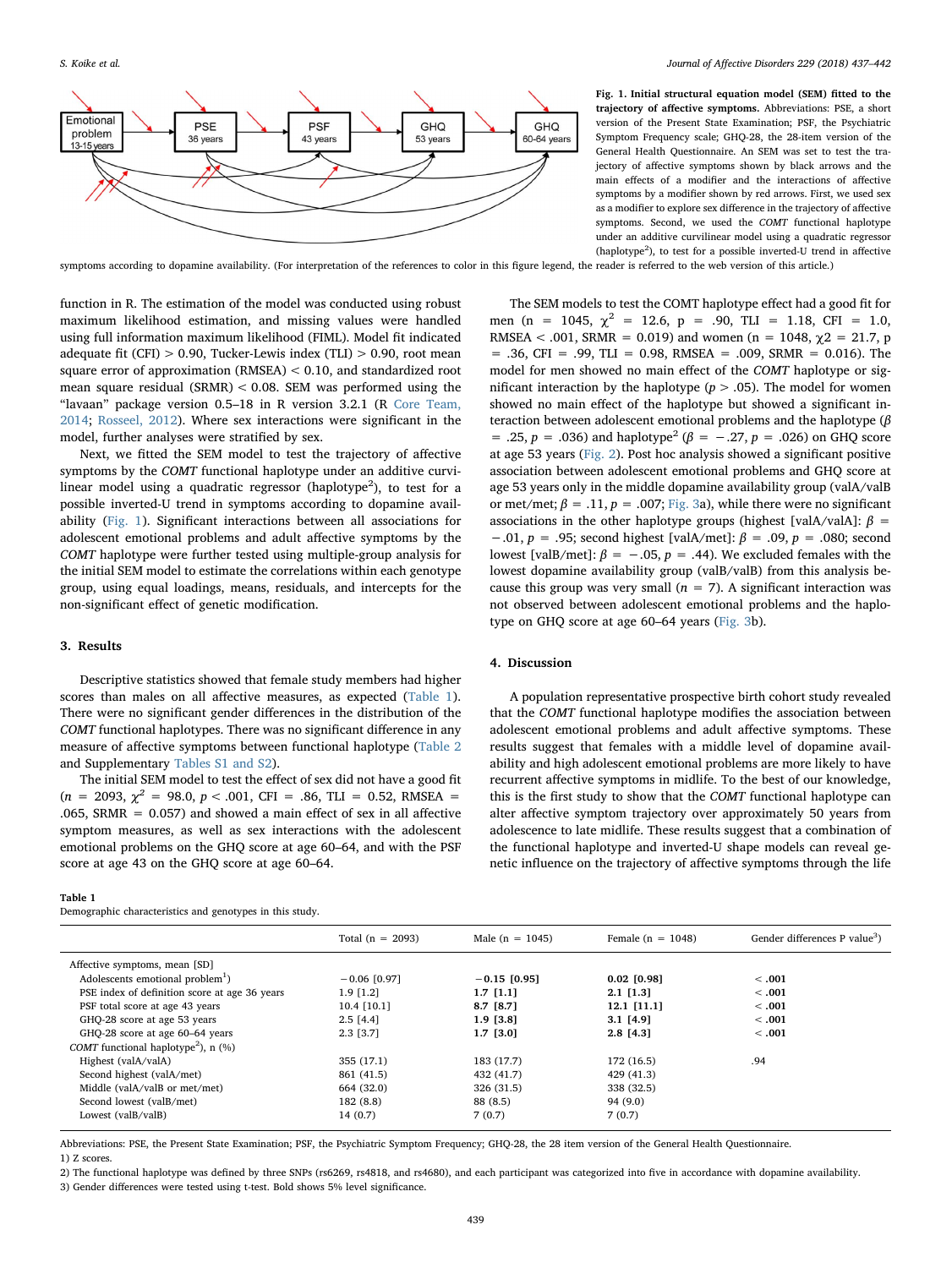**Fig. 1. Initial structural equation model (SEM) fitted to the trajectory of affective symptoms.** Abbreviations: PSE, a short version of the Present State Examination; PSF, the Psychiatric Symptom Frequency scale; GHQ-28, the 28-item version of the General Health Questionnaire. An SEM was set to test the trajectory of affective symptoms shown by black arrows and the main effects of a modifier and the interactions of affective symptoms by a modifier shown by red arrows. First, we used sex as a modifier to explore sex difference in the trajectory of affective symptoms. Second, we used the *COMT* functional haplotype under an additive curvilinear model using a quadratic regressor (haplotype$^2$), to test for a possible inverted-U trend in affective symptoms according to dopamine availability. (For interpretation of the references to color in this figure legend, the reader is referred to the web version of this article.)

function in R. The estimation of the model was conducted using robust maximum likelihood estimation, and missing values were handled using full information maximum likelihood (FIML). Model fit indicated adequate fit (CFI) > 0.90, Tucker-Lewis index (TLI) > 0.90, root mean square error of approximation (RMSEA) < 0.10, and standardized root mean square residual (SRMR) < 0.08. SEM was performed using the "lavaan" package version 0.5–18 in R version 3.2.1 (R Core Team, 2014; Rosseel, 2012). Where sex interactions were significant in the model, further analyses were stratified by sex.

Next, we fitted the SEM model to test the trajectory of affective symptoms by the *COMT* functional haplotype under an additive curvilinear model using a quadratic regressor (haplotype$^2$), to test for a possible inverted-U trend in symptoms according to dopamine availability (Fig. 1). Significant interactions between all associations for adolescent emotional problems and adult affective symptoms by the *COMT* haplotype were further tested using multiple-group analysis for the initial SEM model to estimate the correlations within each genotype group, using equal loadings, means, residuals, and intercepts for the non-significant effect of genetic modification.

## 3. Results

Descriptive statistics showed that female study members had higher scores than males on all affective measures, as expected (Table 1). There were no significant gender differences in the distribution of the *COMT* functional haplotypes. There was no significant difference in any measure of affective symptoms between functional haplotype (Table 2 and Supplementary Tables S1 and S2).

The initial SEM model to test the effect of sex did not have a good fit ($n$ = 2093, $\chi^2$ = 98.0, $p$ < .001, CFI = .86, TLI = 0.52, RMSEA = .065, SRMR = 0.057) and showed a main effect of sex in all affective symptom measures, as well as sex interactions with the adolescent emotional problems on the GHQ score at age 60–64, and with the PSF score at age 43 on the GHQ score at age 60–64.

The SEM models to test the COMT haplotype effect had a good fit for men (n = 1045, $\chi^2$ = 12.6, p = .90, TLI = 1.18, CFI = 1.0, RMSEA < .001, SRMR = 0.019) and women (n = 1048, $\chi^2$ = 21.7, p = .36, CFI = .99, TLI = 0.98, RMSEA = .009, SRMR = 0.016). The model for men showed no main effect of the *COMT* haplotype or significant interaction by the haplotype ($p$ > .05). The model for women showed no main effect of the haplotype but showed a significant interaction between adolescent emotional problems and the haplotype ($\beta$ = .25, $p$ = .036) and haplotype$^2$ ($\beta$ = −.27, $p$ = .026) on GHQ score at age 53 years (Fig. 2). Post hoc analysis showed a significant positive association between adolescent emotional problems and GHQ score at age 53 years only in the middle dopamine availability group (valA/valB or met/met; $\beta$ = .11, $p$ = .007; Fig. 3a), while there were no significant associations in the other haplotype groups (highest [valA/valA]: $\beta$ = −.01, $p$ = .95; second highest [valA/met]: $\beta$ = .09, $p$ = .080; second lowest [valB/met]: $\beta$ = −.05, $p$ = .44). We excluded females with the lowest dopamine availability group (valB/valB) from this analysis because this group was very small ($n$ = 7). A significant interaction was not observed between adolescent emotional problems and the haplotype on GHQ score at age 60–64 years (Fig. 3b).

## 4. Discussion

A population representative prospective birth cohort study revealed that the *COMT* functional haplotype modifies the association between adolescent emotional problems and adult affective symptoms. These results suggest that females with a middle level of dopamine availability and high adolescent emotional problems are more likely to have recurrent affective symptoms in midlife. To the best of our knowledge, this is the first study to show that the *COMT* functional haplotype can alter affective symptom trajectory over approximately 50 years from adolescence to late midlife. These results suggest that a combination of the functional haplotype and inverted-U shape models can reveal genetic influence on the trajectory of affective symptoms through the life

**Table 1**
Demographic characteristics and genotypes in this study.

| | Total (n = 2093) | Male (n = 1045) | Female (n = 1048) | Gender differences P value[3] |
|---|---|---|---|---|
| Affective symptoms, mean [SD] | | | | |
| Adolescents emotional problem[1] | −0.06 [0.97] | **−0.15 [0.95]** | **0.02 [0.98]** | < .001 |
| PSE index of definition score at age 36 years | 1.9 [1.2] | **1.7 [1.1]** | **2.1 [1.3]** | < .001 |
| PSF total score at age 43 years | 10.4 [10.1] | **8.7 [8.7]** | **12.1 [11.1]** | < .001 |
| GHQ-28 score at age 53 years | 2.5 [4.4] | **1.9 [3.8]** | **3.1 [4.9]** | < .001 |
| GHQ-28 score at age 60–64 years | 2.3 [3.7] | **1.7 [3.0]** | **2.8 [4.3]** | < .001 |
| *COMT* functional haplotype[2], n (%) | | | | |
| Highest (valA/valA) | 355 (17.1) | 183 (17.7) | 172 (16.5) | .94 |
| Second highest (valA/met) | 861 (41.5) | 432 (41.7) | 429 (41.3) | |
| Middle (valA/valB or met/met) | 664 (32.0) | 326 (31.5) | 338 (32.5) | |
| Second lowest (valB/met) | 182 (8.8) | 88 (8.5) | 94 (9.0) | |
| Lowest (valB/valB) | 14 (0.7) | 7 (0.7) | 7 (0.7) | |

Abbreviations: PSE, the Present State Examination; PSF, the Psychiatric Symptom Frequency; GHQ-28, the 28 item version of the General Health Questionnaire.
1) Z scores.
2) The functional haplotype was defined by three SNPs (rs6269, rs4818, and rs4680), and each participant was categorized into five in accordance with dopamine availability.
3) Gender differences were tested using t-test. Bold shows 5% level significance.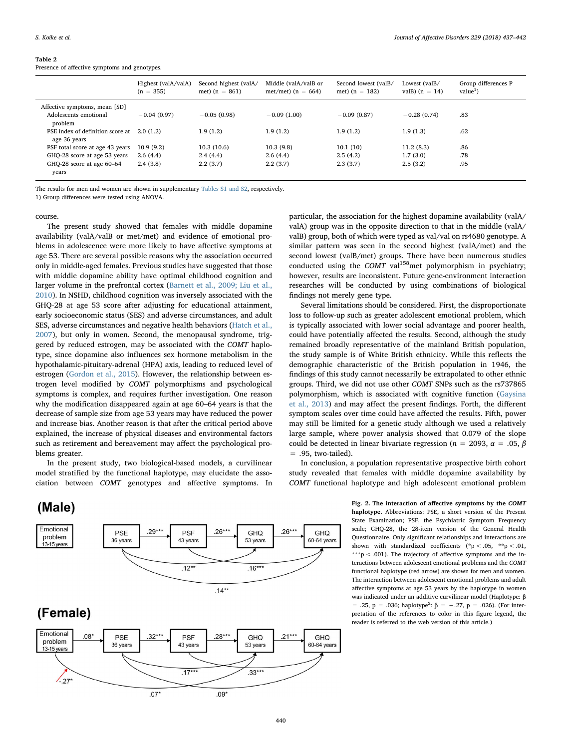**Table 2**
Presence of affective symptoms and genotypes.

| | Highest (valA/valA) (n = 355) | Second highest (valA/met) (n = 861) | Middle (valA/valB or met/met) (n = 664) | Second lowest (valB/met) (n = 182) | Lowest (valB/valB) (n = 14) | Group differences P value[1] |
|---|---|---|---|---|---|---|
| Affective symptoms, mean [SD] | | | | | | |
| Adolescents emotional problem | −0.04 (0.97) | −0.05 (0.98) | −0.09 (1.00) | −0.09 (0.87) | −0.28 (0.74) | .83 |
| PSE index of definition score at age 36 years | 2.0 (1.2) | 1.9 (1.2) | 1.9 (1.2) | 1.9 (1.2) | 1.9 (1.3) | .62 |
| PSF total score at age 43 years | 10.9 (9.2) | 10.3 (10.6) | 10.3 (9.8) | 10.1 (10) | 11.2 (8.3) | .86 |
| GHQ-28 score at age 53 years | 2.6 (4.4) | 2.4 (4.4) | 2.6 (4.4) | 2.5 (4.2) | 1.7 (3.0) | .78 |
| GHQ-28 score at age 60–64 years | 2.4 (3.8) | 2.2 (3.7) | 2.2 (3.7) | 2.3 (3.7) | 2.5 (3.2) | .95 |

The results for men and women are shown in supplementary Tables S1 and S2, respectively.
1) Group differences were tested using ANOVA.

course.

The present study showed that females with middle dopamine availability (valA/valB or met/met) and evidence of emotional problems in adolescence were more likely to have affective symptoms at age 53. There are several possible reasons why the association occurred only in middle-aged females. Previous studies have suggested that those with middle dopamine ability have optimal childhood cognition and larger volume in the prefrontal cortex (Barnett et al., 2009; Liu et al., 2010). In NSHD, childhood cognition was inversely associated with the GHQ-28 at age 53 score after adjusting for educational attainment, early socioeconomic status (SES) and adverse circumstances, and adult SES, adverse circumstances and negative health behaviors (Hatch et al., 2007), but only in women. Second, the menopausal syndrome, triggered by reduced estrogen, may be associated with the *COMT* haplotype, since dopamine also influences sex hormone metabolism in the hypothalamic-pituitary-adrenal (HPA) axis, leading to reduced level of estrogen (Gordon et al., 2015). However, the relationship between estrogen level modified by *COMT* polymorphisms and psychological symptoms is complex, and requires further investigation. One reason why the modification disappeared again at age 60–64 years is that the decrease of sample size from age 53 years may have reduced the power and increase bias. Another reason is that after the critical period above explained, the increase of physical diseases and environmental factors such as retirement and bereavement may affect the psychological problems greater.

In the present study, two biological-based models, a curvilinear model stratified by the functional haplotype, may elucidate the association between *COMT* genotypes and affective symptoms. In particular, the association for the highest dopamine availability (valA/valA) group was in the opposite direction to that in the middle (valA/valB) group, both of which were typed as val/val on rs4680 genotype. A similar pattern was seen in the second highest (valA/met) and the second lowest (valB/met) groups. There are numerous studies conducted using the *COMT* val[158]met polymorphism in psychiatry; however, results are inconsistent. Future gene-environment interaction researches will be conducted by using combinations of biological findings not merely gene type.

Several limitations should be considered. First, the disproportionate loss to follow-up such as greater adolescent emotional problem, which is typically associated with lower social advantage and poorer health, could have potentially affected the results. Second, although the study remained broadly representative of the mainland British population, the study sample is of White British ethnicity. While this reflects the demographic characteristic of the British population in 1946, the findings of this study cannot necessarily be extrapolated to other ethnic groups. Third, we did not use other *COMT* SNPs such as the rs737865 polymorphism, which is associated with cognitive function (Gaysina et al., 2013) and may affect the present findings. Forth, the different symptom scales over time could have affected the results. Fifth, power may still be limited for a genetic study although we used a relatively large sample, where power analysis showed that 0.079 of the slope could be detected in linear bivariate regression ($n$ = 2093, $\alpha$ = .05, $\beta$ = .95, two-tailed).

In conclusion, a population representative prospective birth cohort study revealed that females with middle dopamine availability by *COMT* functional haplotype and high adolescent emotional problem

**Fig. 2. The interaction of affective symptoms by the *COMT* haplotype.** Abbreviations: PSE, a short version of the Present State Examination; PSF, the Psychiatric Symptom Frequency scale; GHQ-28, the 28-item version of the General Health Questionnaire. Only significant relationships and interactions are shown with standardized coefficients (*p < .05, **p < .01, ***p < .001). The trajectory of affective symptoms and the interactions between adolescent emotional problems and the *COMT* functional haplotype (red arrow) are shown for men and women. The interaction between adolescent emotional problems and adult affective symptoms at age 53 years by the haplotype in women was indicated under an additive curvilinear model (Haplotype: $\beta$ = .25, p = .036; haplotype$^2$: $\beta$ = −.27, p = .026). (For interpretation of the references to color in this figure legend, the reader is referred to the web version of this article.)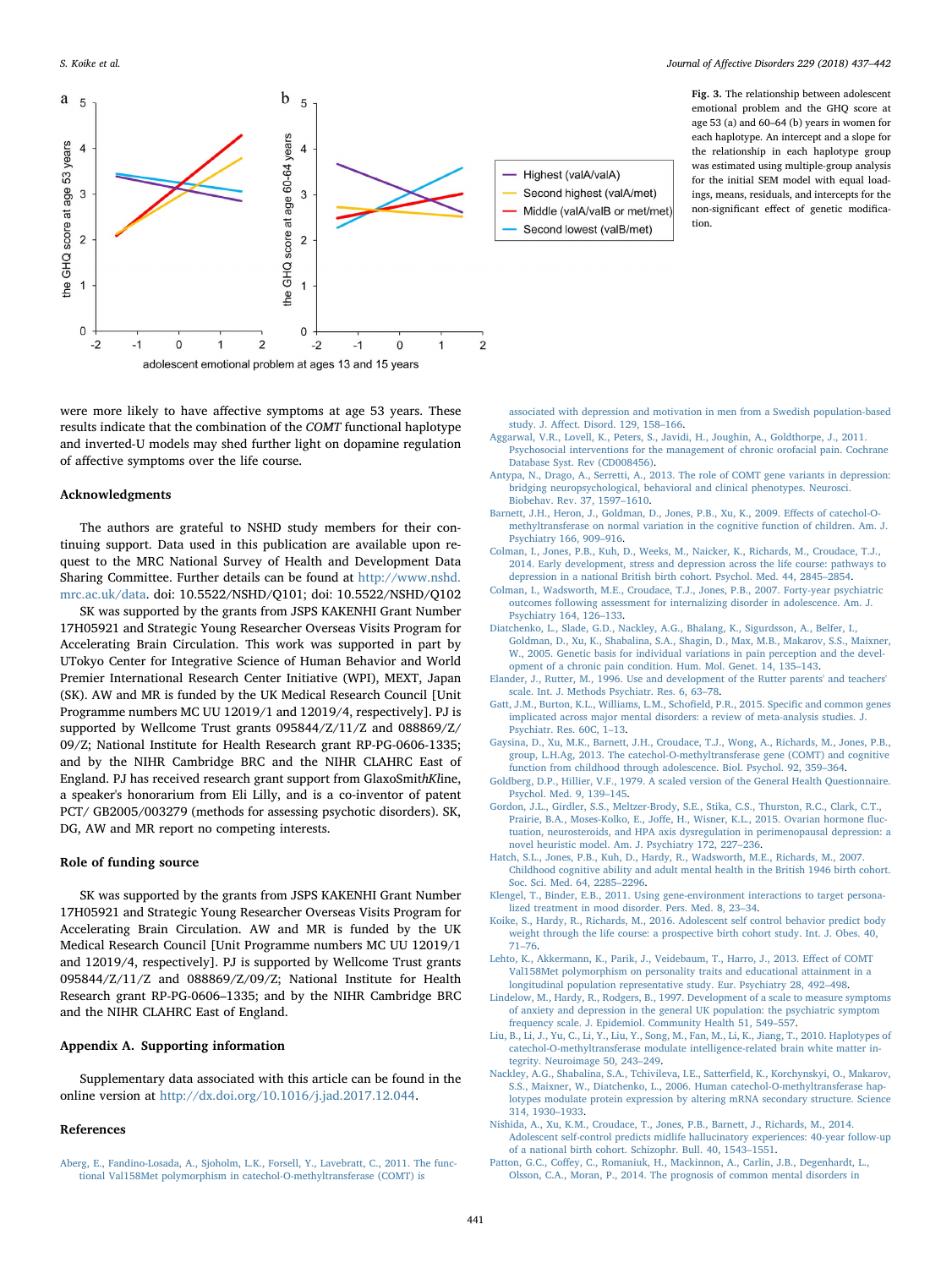Fig. 3. The relationship between adolescent emotional problem and the GHQ score at age 53 (a) and 60–64 (b) years in women for each haplotype. An intercept and a slope for the relationship in each haplotype group was estimated using multiple-group analysis for the initial SEM model with equal loadings, means, residuals, and intercepts for the non-significant effect of genetic modification.

were more likely to have affective symptoms at age 53 years. These results indicate that the combination of the *COMT* functional haplotype and inverted-U models may shed further light on dopamine regulation of affective symptoms over the life course.

## Acknowledgments

The authors are grateful to NSHD study members for their continuing support. Data used in this publication are available upon request to the MRC National Survey of Health and Development Data Sharing Committee. Further details can be found at http://www.nshd.mrc.ac.uk/data. doi: 10.5522/NSHD/Q101; doi: 10.5522/NSHD/Q102

SK was supported by the grants from JSPS KAKENHI Grant Number 17H05921 and Strategic Young Researcher Overseas Visits Program for Accelerating Brain Circulation. This work was supported in part by UTokyo Center for Integrative Science of Human Behavior and World Premier International Research Center Initiative (WPI), MEXT, Japan (SK). AW and MR is funded by the UK Medical Research Council [Unit Programme numbers MC UU 12019/1 and 12019/4, respectively]. PJ is supported by Wellcome Trust grants 095844/Z/11/Z and 088869/Z/09/Z; National Institute for Health Research grant RP-PG-0606-1335; and by the NIHR Cambridge BRC and the NIHR CLAHRC East of England. PJ has received research grant support from GlaxoSmith*K*line, a speaker's honorarium from Eli Lilly, and is a co-inventor of patent PCT/ GB2005/003279 (methods for assessing psychotic disorders). SK, DG, AW and MR report no competing interests.

## Role of funding source

SK was supported by the grants from JSPS KAKENHI Grant Number 17H05921 and Strategic Young Researcher Overseas Visits Program for Accelerating Brain Circulation. AW and MR is funded by the UK Medical Research Council [Unit Programme numbers MC UU 12019/1 and 12019/4, respectively]. PJ is supported by Wellcome Trust grants 095844/Z/11/Z and 088869/Z/09/Z; National Institute for Health Research grant RP-PG-0606–1335; and by the NIHR Cambridge BRC and the NIHR CLAHRC East of England.

## Appendix A. Supporting information

Supplementary data associated with this article can be found in the online version at http://dx.doi.org/10.1016/j.jad.2017.12.044.

## References

Aberg, E., Fandino-Losada, A., Sjoholm, L.K., Forsell, Y., Lavebratt, C., 2011. The functional Val158Met polymorphism in catechol-O-methyltransferase (COMT) is associated with depression and motivation in men from a Swedish population-based study. J. Affect. Disord. 129, 158–166.

Aggarwal, V.R., Lovell, K., Peters, S., Javidi, H., Joughin, A., Goldthorpe, J., 2011. Psychosocial interventions for the management of chronic orofacial pain. Cochrane Database Syst. Rev (CD008456).

Antypa, N., Drago, A., Serretti, A., 2013. The role of COMT gene variants in depression: bridging neuropsychological, behavioral and clinical phenotypes. Neurosci. Biobehav. Rev. 37, 1597–1610.

Barnett, J.H., Heron, J., Goldman, D., Jones, P.B., Xu, K., 2009. Effects of catechol-O-methyltransferase on normal variation in the cognitive function of children. Am. J. Psychiatry 166, 909–916.

Colman, I., Jones, P.B., Kuh, D., Weeks, M., Naicker, K., Richards, M., Croudace, T.J., 2014. Early development, stress and depression across the life course: pathways to depression in a national British birth cohort. Psychol. Med. 44, 2845–2854.

Colman, I., Wadsworth, M.E., Croudace, T.J., Jones, P.B., 2007. Forty-year psychiatric outcomes following assessment for internalizing disorder in adolescence. Am. J. Psychiatry 164, 126–133.

Diatchenko, L., Slade, G.D., Nackley, A.G., Bhalang, K., Sigurdsson, A., Belfer, I., Goldman, D., Xu, K., Shabalina, S.A., Shagin, D., Max, M.B., Makarov, S.S., Maixner, W., 2005. Genetic basis for individual variations in pain perception and the development of a chronic pain condition. Hum. Mol. Genet. 14, 135–143.

Elander, J., Rutter, M., 1996. Use and development of the Rutter parents' and teachers' scale. Int. J. Methods Psychiatr. Res. 6, 63–78.

Gatt, J.M., Burton, K.L., Williams, L.M., Schofield, P.R., 2015. Specific and common genes implicated across major mental disorders: a review of meta-analysis studies. J. Psychiatr. Res. 60C, 1–13.

Gaysina, D., Xu, M.K., Barnett, J.H., Croudace, T.J., Wong, A., Richards, M., Jones, P.B., group, L.H.Ag, 2013. The catechol-O-methyltransferase gene (COMT) and cognitive function from childhood through adolescence. Biol. Psychol. 92, 359–364.

Goldberg, D.P., Hillier, V.F., 1979. A scaled version of the General Health Questionnaire. Psychol. Med. 9, 139–145.

Gordon, J.L., Girdler, S.S., Meltzer-Brody, S.E., Stika, C.S., Thurston, R.C., Clark, C.T., Prairie, B.A., Moses-Kolko, E., Joffe, H., Wisner, K.L., 2015. Ovarian hormone fluctuation, neurosteroids, and HPA axis dysregulation in perimenopausal depression: a novel heuristic model. Am. J. Psychiatry 172, 227–236.

Hatch, S.L., Jones, P.B., Kuh, D., Hardy, R., Wadsworth, M.E., Richards, M., 2007. Childhood cognitive ability and adult mental health in the British 1946 birth cohort. Soc. Sci. Med. 64, 2285–2296.

Klengel, T., Binder, E.B., 2011. Using gene-environment interactions to target personalized treatment in mood disorder. Pers. Med. 8, 23–34.

Koike, S., Hardy, R., Richards, M., 2016. Adolescent self control behavior predict body weight through the life course: a prospective birth cohort study. Int. J. Obes. 40, 71–76.

Lehto, K., Akkermann, K., Parik, J., Veidebaum, T., Harro, J., 2013. Effect of COMT Val158Met polymorphism on personality traits and educational attainment in a longitudinal population representative study. Eur. Psychiatry 28, 492–498.

Lindelow, M., Hardy, R., Rodgers, B., 1997. Development of a scale to measure symptoms of anxiety and depression in the general UK population: the psychiatric symptom frequency scale. J. Epidemiol. Community Health 51, 549–557.

Liu, B., Li, J., Yu, C., Li, Y., Liu, Y., Song, M., Fan, M., Li, K., Jiang, T., 2010. Haplotypes of catechol-O-methyltransferase modulate intelligence-related brain white matter integrity. Neuroimage 50, 243–249.

Nackley, A.G., Shabalina, S.A., Tchivileva, I.E., Satterfield, K., Korchynskyi, O., Makarov, S.S., Maixner, W., Diatchenko, L., 2006. Human catechol-O-methyltransferase haplotypes modulate protein expression by altering mRNA secondary structure. Science 314, 1930–1933.

Nishida, A., Xu, K.M., Croudace, T., Jones, P.B., Barnett, J., Richards, M., 2014. Adolescent self-control predicts midlife hallucinatory experiences: 40-year follow-up of a national birth cohort. Schizophr. Bull. 40, 1543–1551.

Patton, G.C., Coffey, C., Romaniuk, H., Mackinnon, A., Carlin, J.B., Degenhardt, L., Olsson, C.A., Moran, P., 2014. The prognosis of common mental disorders in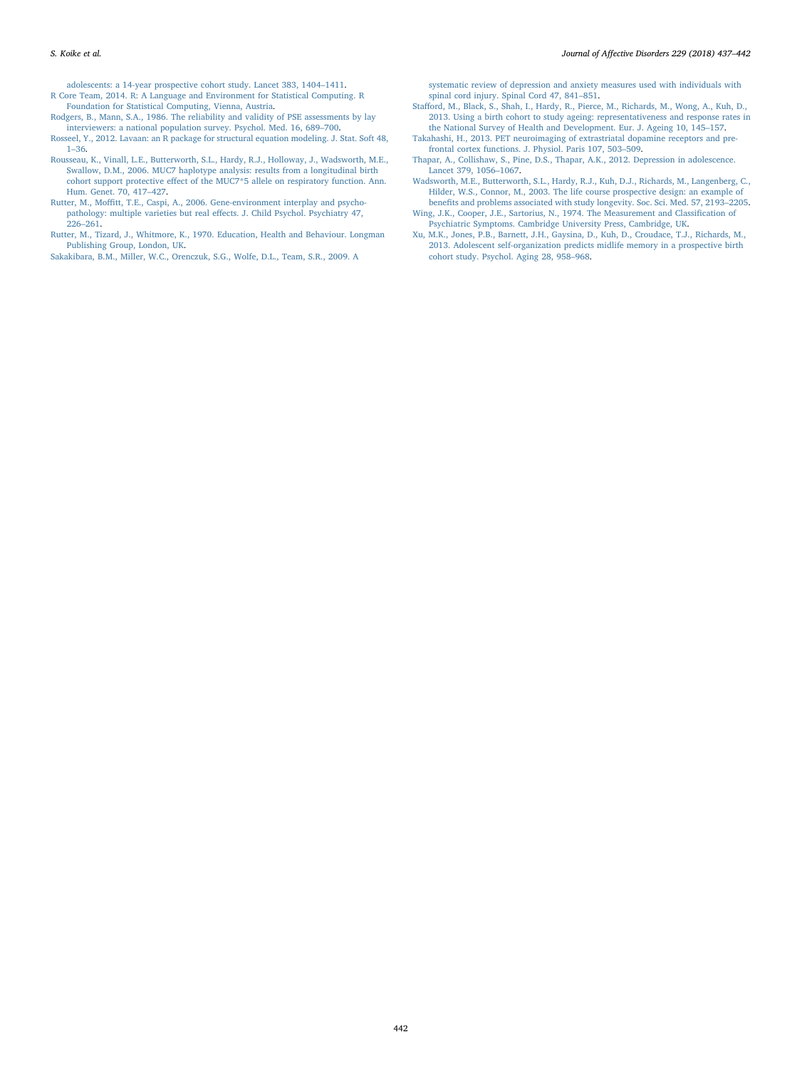adolescents: a 14-year prospective cohort study. Lancet 383, 1404–1411.

R Core Team, 2014. R: A Language and Environment for Statistical Computing. R Foundation for Statistical Computing, Vienna, Austria.

Rodgers, B., Mann, S.A., 1986. The reliability and validity of PSE assessments by lay interviewers: a national population survey. Psychol. Med. 16, 689–700.

Rosseel, Y., 2012. Lavaan: an R package for structural equation modeling. J. Stat. Soft 48, 1–36.

Rousseau, K., Vinall, L.E., Butterworth, S.L., Hardy, R.J., Holloway, J., Wadsworth, M.E., Swallow, D.M., 2006. MUC7 haplotype analysis: results from a longitudinal birth cohort support protective effect of the MUC7*5 allele on respiratory function. Ann. Hum. Genet. 70, 417–427.

Rutter, M., Moffitt, T.E., Caspi, A., 2006. Gene-environment interplay and psychopathology: multiple varieties but real effects. J. Child Psychol. Psychiatry 47, 226–261.

Rutter, M., Tizard, J., Whitmore, K., 1970. Education, Health and Behaviour. Longman Publishing Group, London, UK.

Sakakibara, B.M., Miller, W.C., Orenczuk, S.G., Wolfe, D.L., Team, S.R., 2009. A systematic review of depression and anxiety measures used with individuals with spinal cord injury. Spinal Cord 47, 841–851.

Stafford, M., Black, S., Shah, I., Hardy, R., Pierce, M., Richards, M., Wong, A., Kuh, D., 2013. Using a birth cohort to study ageing: representativeness and response rates in the National Survey of Health and Development. Eur. J. Ageing 10, 145–157.

Takahashi, H., 2013. PET neuroimaging of extrastriatal dopamine receptors and prefrontal cortex functions. J. Physiol. Paris 107, 503–509.

Thapar, A., Collishaw, S., Pine, D.S., Thapar, A.K., 2012. Depression in adolescence. Lancet 379, 1056–1067.

Wadsworth, M.E., Butterworth, S.L., Hardy, R.J., Kuh, D.J., Richards, M., Langenberg, C., Hilder, W.S., Connor, M., 2003. The life course prospective design: an example of benefits and problems associated with study longevity. Soc. Sci. Med. 57, 2193–2205.

Wing, J.K., Cooper, J.E., Sartorius, N., 1974. The Measurement and Classification of Psychiatric Symptoms. Cambridge University Press, Cambridge, UK.

Xu, M.K., Jones, P.B., Barnett, J.H., Gaysina, D., Kuh, D., Croudace, T.J., Richards, M., 2013. Adolescent self-organization predicts midlife memory in a prospective birth cohort study. Psychol. Aging 28, 958–968.